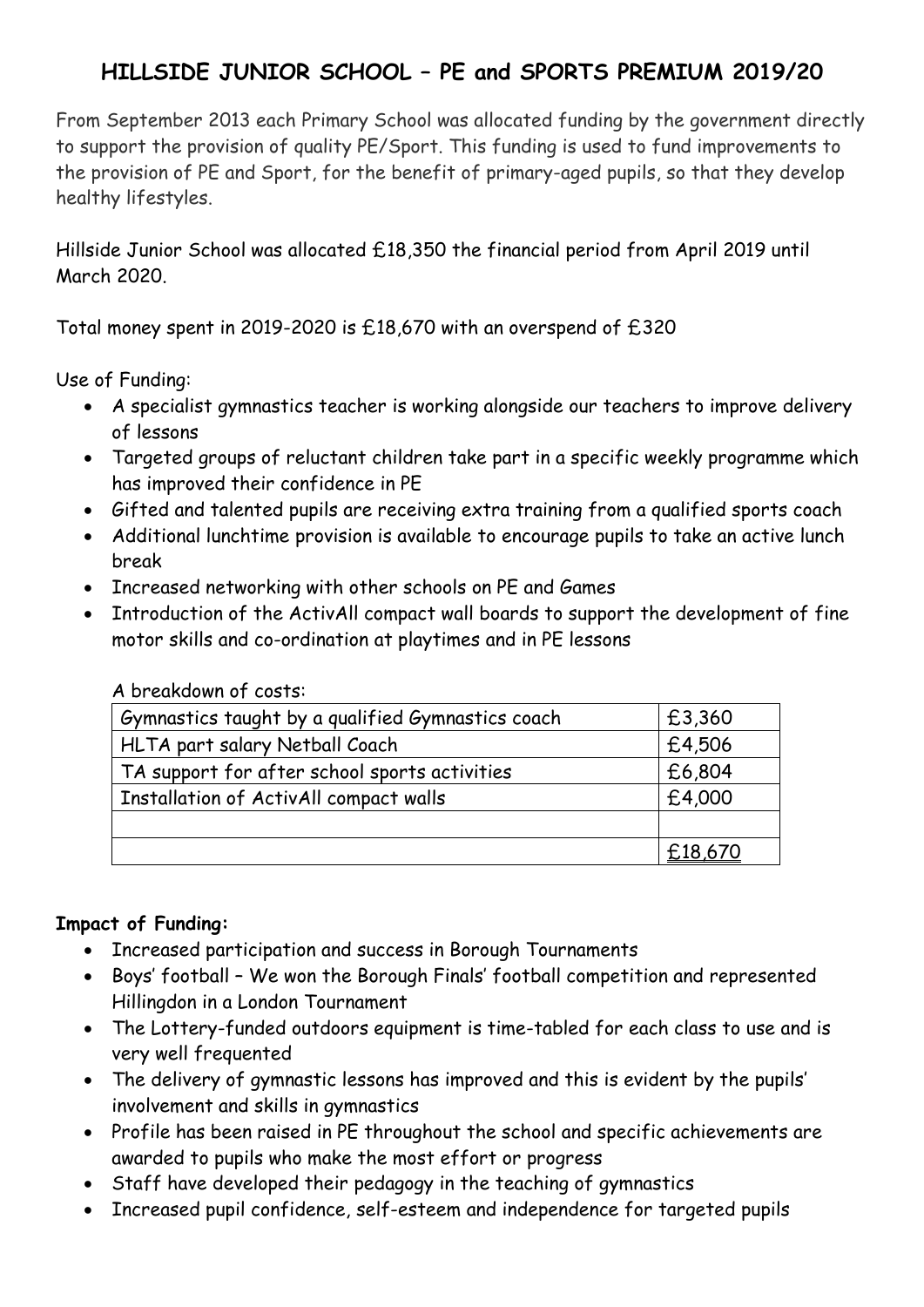# HILLSIDE JUNIOR SCHOOL – PE and SPORTS PREMIUM 2019/20

From September 2013 each Primary School was allocated funding by the government directly to support the provision of quality PE/Sport. This funding is used to fund improvements to the provision of PE and Sport, for the benefit of primary-aged pupils, so that they develop healthy lifestyles.

Hillside Junior School was allocated £18,350 the financial period from April 2019 until March 2020.

Total money spent in 2019-2020 is £18,670 with an overspend of £320

Use of Funding:

- A specialist gymnastics teacher is working alongside our teachers to improve delivery of lessons
- Targeted groups of reluctant children take part in a specific weekly programme which has improved their confidence in PE
- Gifted and talented pupils are receiving extra training from a qualified sports coach
- Additional lunchtime provision is available to encourage pupils to take an active lunch break
- Increased networking with other schools on PE and Games
- Introduction of the ActivAll compact wall boards to support the development of fine motor skills and co-ordination at playtimes and in PE lessons

A breakdown of costs:

| | |
|---|---|
| Gymnastics taught by a qualified Gymnastics coach | £3,360 |
| HLTA part salary Netball Coach | £4,506 |
| TA support for after school sports activities | £6,804 |
| Installation of ActivAll compact walls | £4,000 |
| | |
| | £18,670 |

**Impact of Funding:**

- Increased participation and success in Borough Tournaments
- Boys' football – We won the Borough Finals' football competition and represented Hillingdon in a London Tournament
- The Lottery-funded outdoors equipment is time-tabled for each class to use and is very well frequented
- The delivery of gymnastic lessons has improved and this is evident by the pupils' involvement and skills in gymnastics
- Profile has been raised in PE throughout the school and specific achievements are awarded to pupils who make the most effort or progress
- Staff have developed their pedagogy in the teaching of gymnastics
- Increased pupil confidence, self-esteem and independence for targeted pupils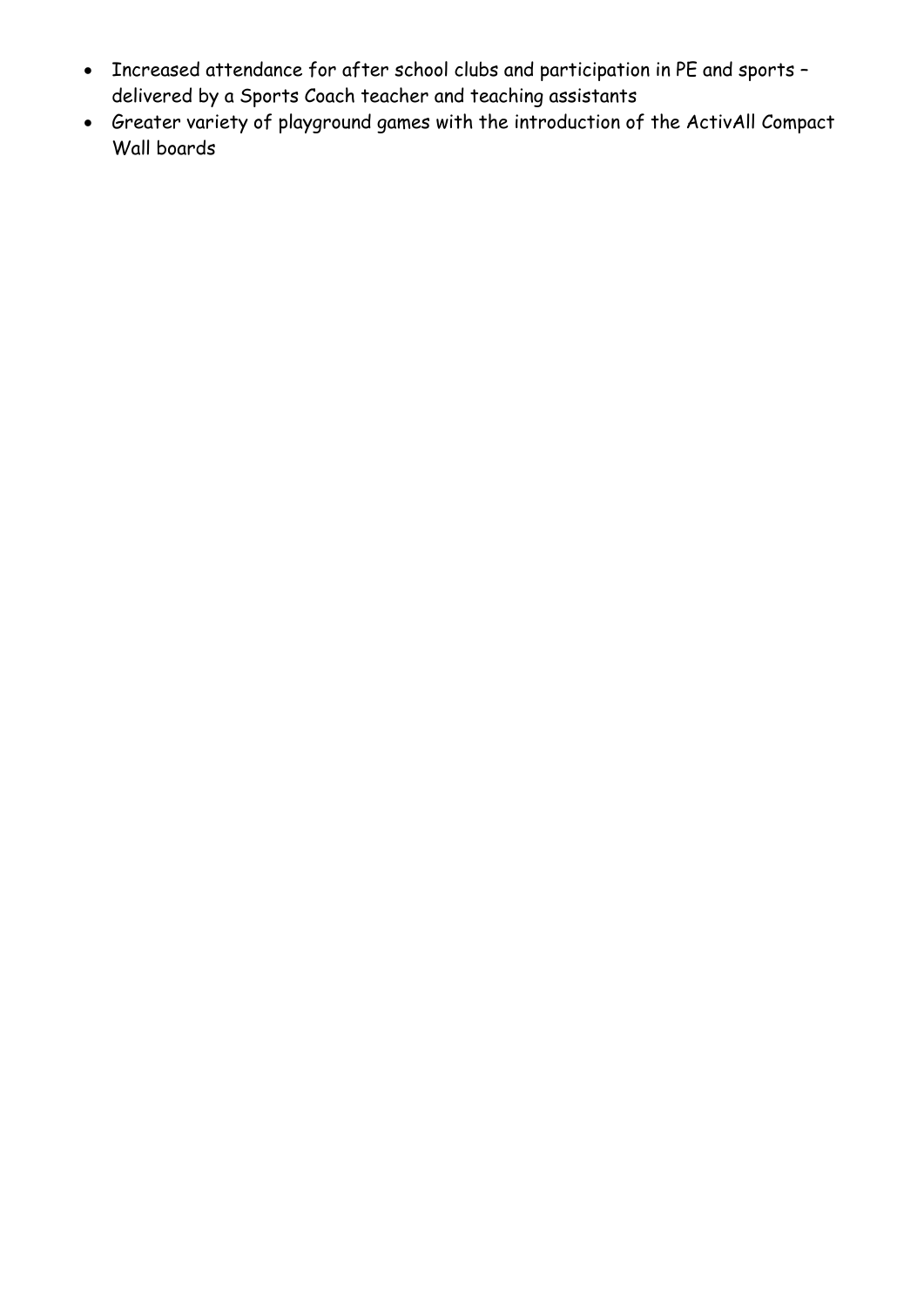- Increased attendance for after school clubs and participation in PE and sports – delivered by a Sports Coach teacher and teaching assistants
- Greater variety of playground games with the introduction of the ActivAll Compact Wall boards